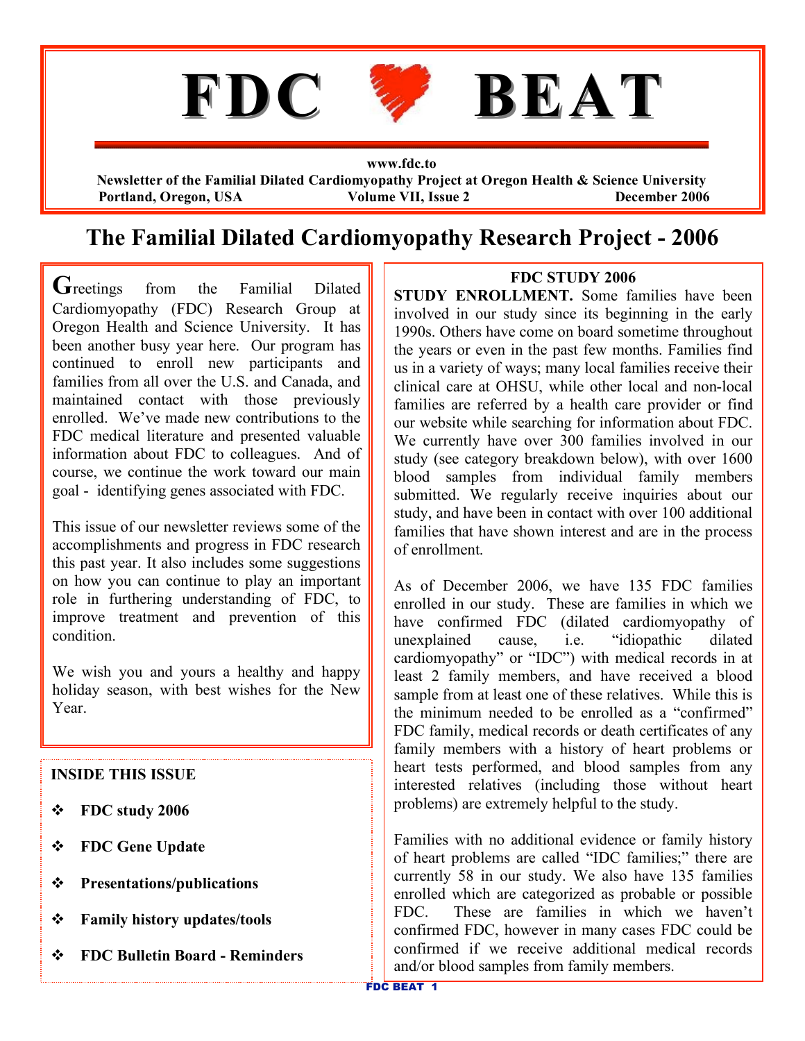# FDC BEAT

www.fdc.to

**Newsletter of the Familial Dilated Cardiomyopathy Project at Oregon Health & Science University**

**Portland, Oregon, USA** **Volume VII, Issue 2** **December 2006**

## The Familial Dilated Cardiomyopathy Research Project - 2006

Greetings from the Familial Dilated Cardiomyopathy (FDC) Research Group at Oregon Health and Science University. It has been another busy year here. Our program has continued to enroll new participants and families from all over the U.S. and Canada, and maintained contact with those previously enrolled. We've made new contributions to the FDC medical literature and presented valuable information about FDC to colleagues. And of course, we continue the work toward our main goal - identifying genes associated with FDC.

This issue of our newsletter reviews some of the accomplishments and progress in FDC research this past year. It also includes some suggestions on how you can continue to play an important role in furthering understanding of FDC, to improve treatment and prevention of this condition.

We wish you and yours a healthy and happy holiday season, with best wishes for the New Year.

**INSIDE THIS ISSUE**

- **FDC study 2006**
- **FDC Gene Update**
- **Presentations/publications**
- **Family history updates/tools**
- **FDC Bulletin Board - Reminders**

### FDC STUDY 2006

**STUDY ENROLLMENT.** Some families have been involved in our study since its beginning in the early 1990s. Others have come on board sometime throughout the years or even in the past few months. Families find us in a variety of ways; many local families receive their clinical care at OHSU, while other local and non-local families are referred by a health care provider or find our website while searching for information about FDC. We currently have over 300 families involved in our study (see category breakdown below), with over 1600 blood samples from individual family members submitted. We regularly receive inquiries about our study, and have been in contact with over 100 additional families that have shown interest and are in the process of enrollment.

As of December 2006, we have 135 FDC families enrolled in our study. These are families in which we have confirmed FDC (dilated cardiomyopathy of unexplained cause, i.e. "idiopathic dilated cardiomyopathy" or "IDC") with medical records in at least 2 family members, and have received a blood sample from at least one of these relatives. While this is the minimum needed to be enrolled as a "confirmed" FDC family, medical records or death certificates of any family members with a history of heart problems or heart tests performed, and blood samples from any interested relatives (including those without heart problems) are extremely helpful to the study.

Families with no additional evidence or family history of heart problems are called "IDC families;" there are currently 58 in our study. We also have 135 families enrolled which are categorized as probable or possible FDC. These are families in which we haven't confirmed FDC, however in many cases FDC could be confirmed if we receive additional medical records and/or blood samples from family members.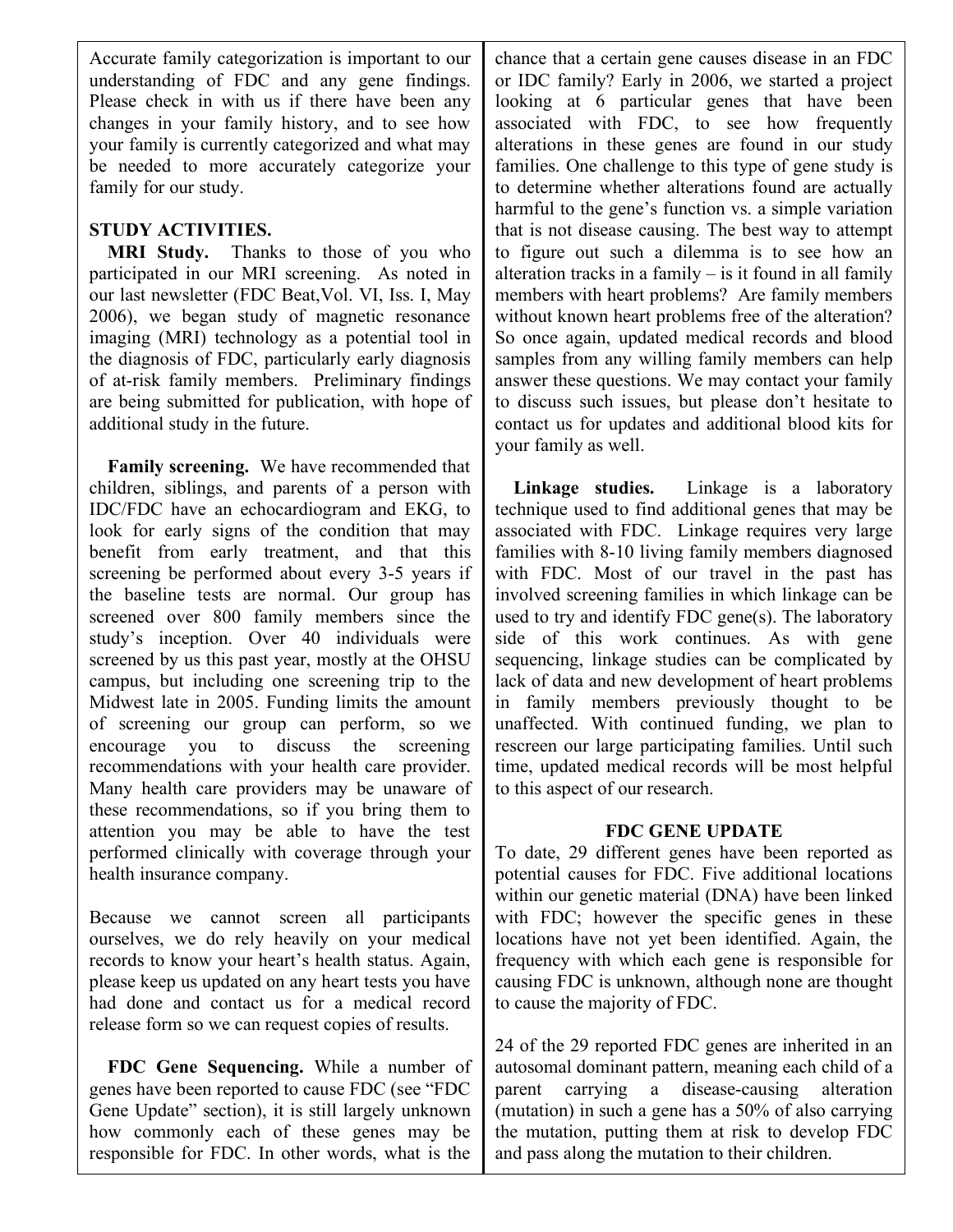Accurate family categorization is important to our understanding of FDC and any gene findings. Please check in with us if there have been any changes in your family history, and to see how your family is currently categorized and what may be needed to more accurately categorize your family for our study.

## STUDY ACTIVITIES.

**MRI Study.** Thanks to those of you who participated in our MRI screening. As noted in our last newsletter (FDC Beat,Vol. VI, Iss. I, May 2006), we began study of magnetic resonance imaging (MRI) technology as a potential tool in the diagnosis of FDC, particularly early diagnosis of at-risk family members. Preliminary findings are being submitted for publication, with hope of additional study in the future.

**Family screening.** We have recommended that children, siblings, and parents of a person with IDC/FDC have an echocardiogram and EKG, to look for early signs of the condition that may benefit from early treatment, and that this screening be performed about every 3-5 years if the baseline tests are normal. Our group has screened over 800 family members since the study's inception. Over 40 individuals were screened by us this past year, mostly at the OHSU campus, but including one screening trip to the Midwest late in 2005. Funding limits the amount of screening our group can perform, so we encourage you to discuss the screening recommendations with your health care provider. Many health care providers may be unaware of these recommendations, so if you bring them to attention you may be able to have the test performed clinically with coverage through your health insurance company.

Because we cannot screen all participants ourselves, we do rely heavily on your medical records to know your heart's health status. Again, please keep us updated on any heart tests you have had done and contact us for a medical record release form so we can request copies of results.

**FDC Gene Sequencing.** While a number of genes have been reported to cause FDC (see "FDC Gene Update" section), it is still largely unknown how commonly each of these genes may be responsible for FDC. In other words, what is the chance that a certain gene causes disease in an FDC or IDC family? Early in 2006, we started a project looking at 6 particular genes that have been associated with FDC, to see how frequently alterations in these genes are found in our study families. One challenge to this type of gene study is to determine whether alterations found are actually harmful to the gene's function vs. a simple variation that is not disease causing. The best way to attempt to figure out such a dilemma is to see how an alteration tracks in a family – is it found in all family members with heart problems? Are family members without known heart problems free of the alteration? So once again, updated medical records and blood samples from any willing family members can help answer these questions. We may contact your family to discuss such issues, but please don't hesitate to contact us for updates and additional blood kits for your family as well.

**Linkage studies.** Linkage is a laboratory technique used to find additional genes that may be associated with FDC. Linkage requires very large families with 8-10 living family members diagnosed with FDC. Most of our travel in the past has involved screening families in which linkage can be used to try and identify FDC gene(s). The laboratory side of this work continues. As with gene sequencing, linkage studies can be complicated by lack of data and new development of heart problems in family members previously thought to be unaffected. With continued funding, we plan to rescreen our large participating families. Until such time, updated medical records will be most helpful to this aspect of our research.

## FDC GENE UPDATE

To date, 29 different genes have been reported as potential causes for FDC. Five additional locations within our genetic material (DNA) have been linked with FDC; however the specific genes in these locations have not yet been identified. Again, the frequency with which each gene is responsible for causing FDC is unknown, although none are thought to cause the majority of FDC.

24 of the 29 reported FDC genes are inherited in an autosomal dominant pattern, meaning each child of a parent carrying a disease-causing alteration (mutation) in such a gene has a 50% of also carrying the mutation, putting them at risk to develop FDC and pass along the mutation to their children.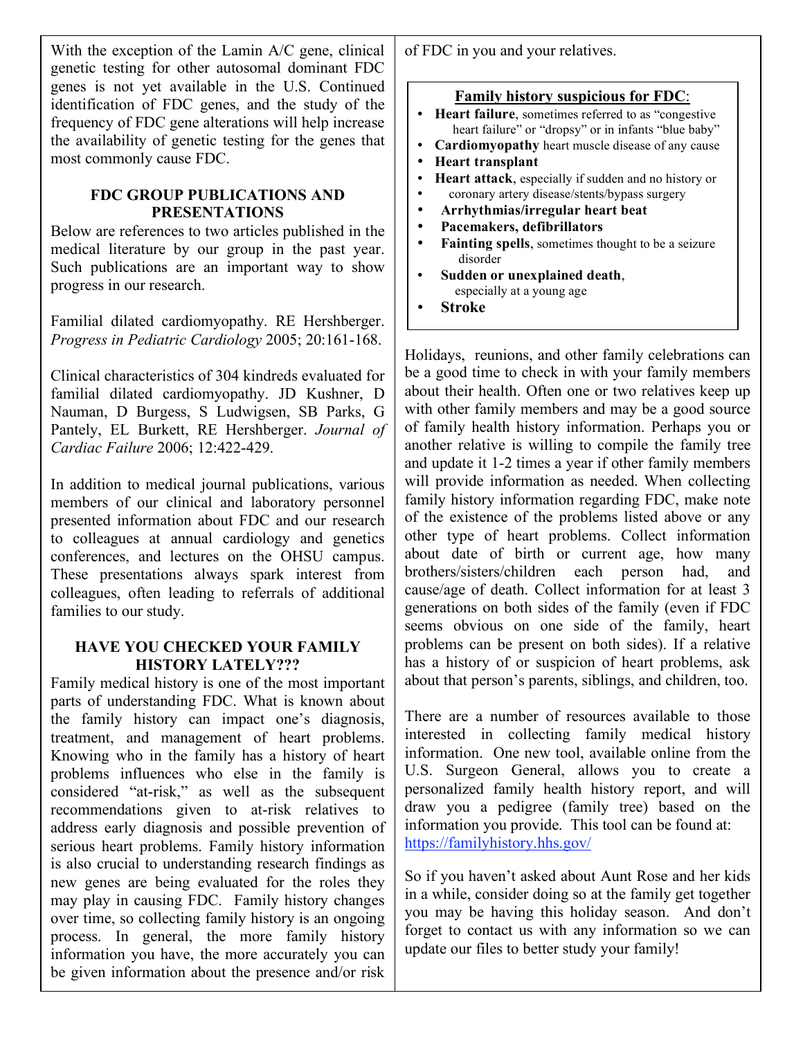With the exception of the Lamin A/C gene, clinical genetic testing for other autosomal dominant FDC genes is not yet available in the U.S. Continued identification of FDC genes, and the study of the frequency of FDC gene alterations will help increase the availability of genetic testing for the genes that most commonly cause FDC.

## FDC GROUP PUBLICATIONS AND PRESENTATIONS

Below are references to two articles published in the medical literature by our group in the past year. Such publications are an important way to show progress in our research.

Familial dilated cardiomyopathy. RE Hershberger. *Progress in Pediatric Cardiology* 2005; 20:161-168.

Clinical characteristics of 304 kindreds evaluated for familial dilated cardiomyopathy. JD Kushner, D Nauman, D Burgess, S Ludwigsen, SB Parks, G Pantely, EL Burkett, RE Hershberger. *Journal of Cardiac Failure* 2006; 12:422-429.

In addition to medical journal publications, various members of our clinical and laboratory personnel presented information about FDC and our research to colleagues at annual cardiology and genetics conferences, and lectures on the OHSU campus. These presentations always spark interest from colleagues, often leading to referrals of additional families to our study.

## HAVE YOU CHECKED YOUR FAMILY HISTORY LATELY???

Family medical history is one of the most important parts of understanding FDC. What is known about the family history can impact one's diagnosis, treatment, and management of heart problems. Knowing who in the family has a history of heart problems influences who else in the family is considered "at-risk," as well as the subsequent recommendations given to at-risk relatives to address early diagnosis and possible prevention of serious heart problems. Family history information is also crucial to understanding research findings as new genes are being evaluated for the roles they may play in causing FDC. Family history changes over time, so collecting family history is an ongoing process. In general, the more family history information you have, the more accurately you can be given information about the presence and/or risk of FDC in you and your relatives.

**Family history suspicious for FDC:**

- **Heart failure**, sometimes referred to as "congestive heart failure" or "dropsy" or in infants "blue baby"
- **Cardiomyopathy** heart muscle disease of any cause
- **Heart transplant**
- **Heart attack**, especially if sudden and no history or coronary artery disease/stents/bypass surgery
- **Arrhythmias/irregular heart beat**
- **Pacemakers, defibrillators**
- **Fainting spells**, sometimes thought to be a seizure disorder
- **Sudden or unexplained death**, especially at a young age
- **Stroke**

Holidays, reunions, and other family celebrations can be a good time to check in with your family members about their health. Often one or two relatives keep up with other family members and may be a good source of family health history information. Perhaps you or another relative is willing to compile the family tree and update it 1-2 times a year if other family members will provide information as needed. When collecting family history information regarding FDC, make note of the existence of the problems listed above or any other type of heart problems. Collect information about date of birth or current age, how many brothers/sisters/children each person had, and cause/age of death. Collect information for at least 3 generations on both sides of the family (even if FDC seems obvious on one side of the family, heart problems can be present on both sides). If a relative has a history of or suspicion of heart problems, ask about that person's parents, siblings, and children, too.

There are a number of resources available to those interested in collecting family medical history information. One new tool, available online from the U.S. Surgeon General, allows you to create a personalized family health history report, and will draw you a pedigree (family tree) based on the information you provide. This tool can be found at: https://familyhistory.hhs.gov/

So if you haven't asked about Aunt Rose and her kids in a while, consider doing so at the family get together you may be having this holiday season. And don't forget to contact us with any information so we can update our files to better study your family!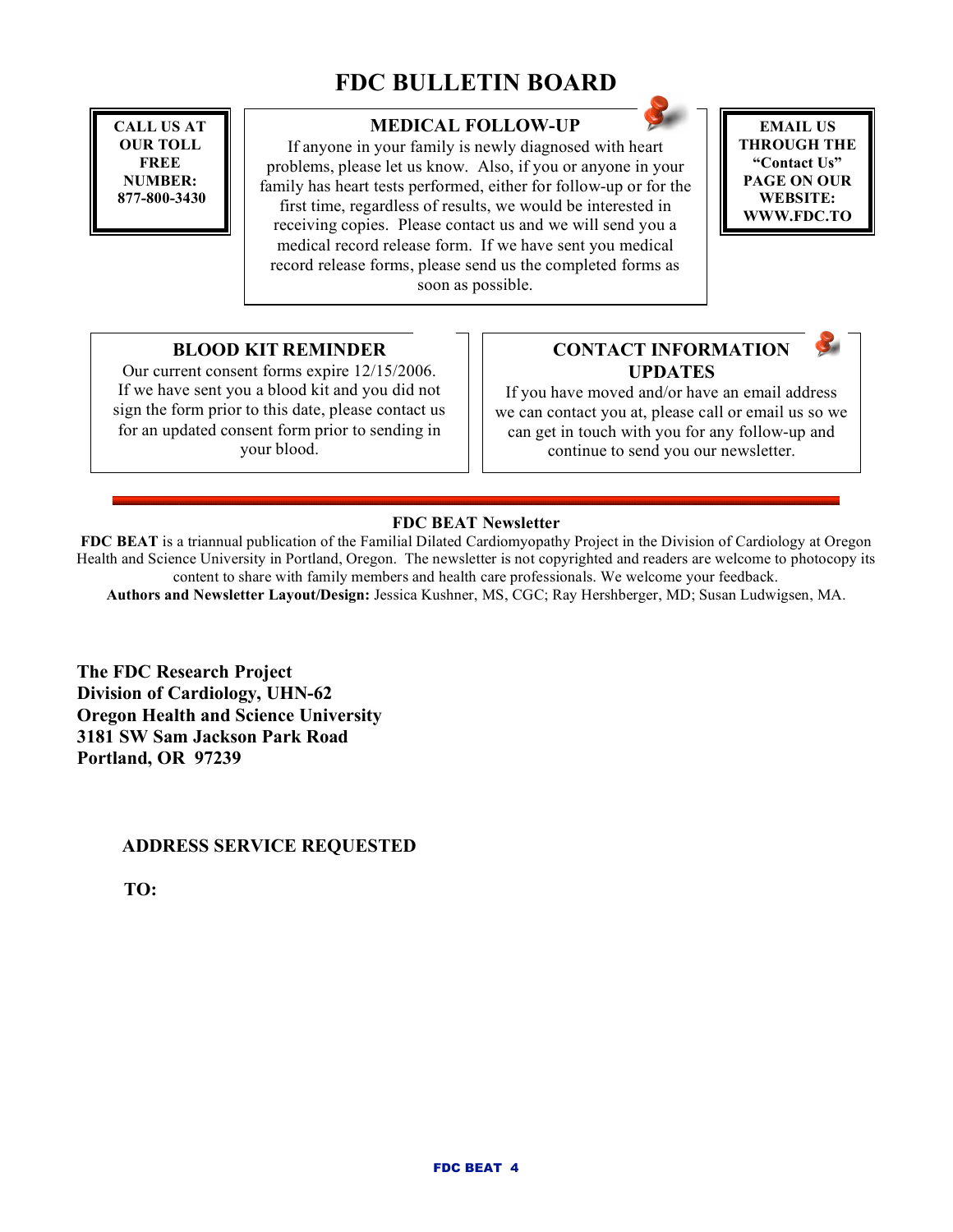# FDC BULLETIN BOARD

**CALL US AT OUR TOLL FREE NUMBER: 877-800-3430**

## MEDICAL FOLLOW-UP

If anyone in your family is newly diagnosed with heart problems, please let us know. Also, if you or anyone in your family has heart tests performed, either for follow-up or for the first time, regardless of results, we would be interested in receiving copies. Please contact us and we will send you a medical record release form. If we have sent you medical record release forms, please send us the completed forms as soon as possible.

**EMAIL US THROUGH THE "Contact Us" PAGE ON OUR WEBSITE: WWW.FDC.TO**

## BLOOD KIT REMINDER

Our current consent forms expire 12/15/2006. If we have sent you a blood kit and you did not sign the form prior to this date, please contact us for an updated consent form prior to sending in your blood.

## CONTACT INFORMATION UPDATES

If you have moved and/or have an email address we can contact you at, please call or email us so we can get in touch with you for any follow-up and continue to send you our newsletter.

---

**FDC BEAT Newsletter**

**FDC BEAT** is a triannual publication of the Familial Dilated Cardiomyopathy Project in the Division of Cardiology at Oregon Health and Science University in Portland, Oregon. The newsletter is not copyrighted and readers are welcome to photocopy its content to share with family members and health care professionals. We welcome your feedback.

**Authors and Newsletter Layout/Design:** Jessica Kushner, MS, CGC; Ray Hershberger, MD; Susan Ludwigsen, MA.

**The FDC Research Project**
**Division of Cardiology, UHN-62**
**Oregon Health and Science University**
**3181 SW Sam Jackson Park Road**
**Portland, OR 97239**

**ADDRESS SERVICE REQUESTED**

**TO:**